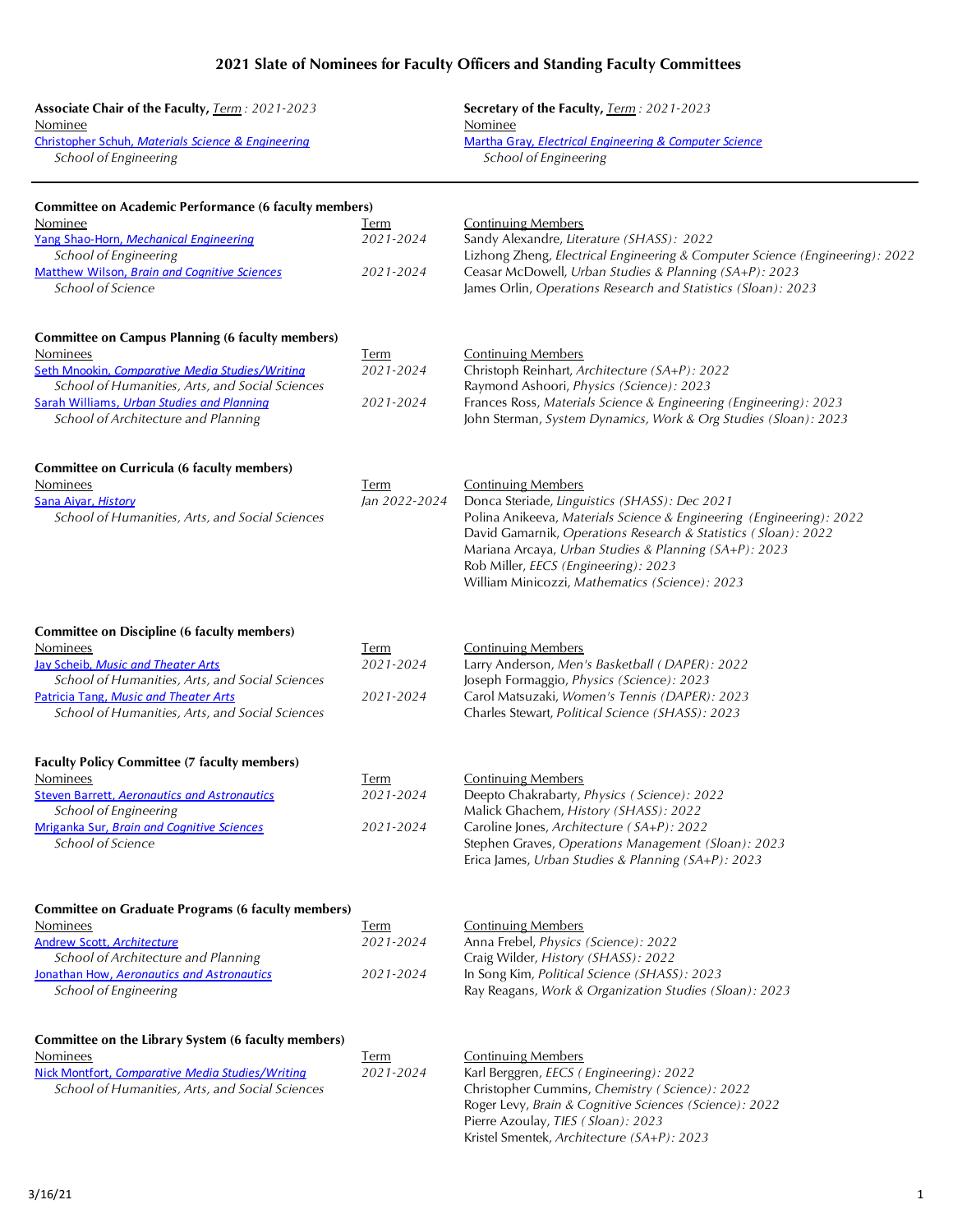# 2021 Slate of Nominees for Faculty Officers and Standing Faculty Committees

**Associate Chair of the Faculty**, Term: *2021-2023*

Nominee

Christopher Schuh, *Materials Science & Engineering*
*School of Engineering*

**Secretary of the Faculty**, Term: *2021-2023*

Nominee

Martha Gray, *Electrical Engineering & Computer Science*
*School of Engineering*

---

## Committee on Academic Performance (6 faculty members)

| Nominee | Term | Continuing Members |
|---|---|---|
| Yang Shao-Horn, *Mechanical Engineering*<br>*School of Engineering* | *2021-2024* | Sandy Alexandre, *Literature (SHASS): 2022*<br>Lizhong Zheng, *Electrical Engineering & Computer Science (Engineering): 2022* |
| Matthew Wilson, *Brain and Cognitive Sciences*<br>*School of Science* | *2021-2024* | Ceasar McDowell, *Urban Studies & Planning (SA+P): 2023*<br>James Orlin, *Operations Research and Statistics (Sloan): 2023* |

## Committee on Campus Planning (6 faculty members)

| Nominees | Term | Continuing Members |
|---|---|---|
| Seth Mnookin, *Comparative Media Studies/Writing*<br>*School of Humanities, Arts, and Social Sciences* | *2021-2024* | Christoph Reinhart, *Architecture (SA+P): 2022*<br>Raymond Ashoori, *Physics (Science): 2023* |
| Sarah Williams, *Urban Studies and Planning*<br>*School of Architecture and Planning* | *2021-2024* | Frances Ross, *Materials Science & Engineering (Engineering): 2023*<br>John Sterman, *System Dynamics, Work & Org Studies (Sloan): 2023* |

## Committee on Curricula (6 faculty members)

| Nominees | Term | Continuing Members |
|---|---|---|
| Sana Aiyar, *History*<br>*School of Humanities, Arts, and Social Sciences* | *Jan 2022-2024* | Donca Steriade, *Linguistics (SHASS): Dec 2021*<br>Polina Anikeeva, *Materials Science & Engineering (Engineering): 2022*<br>David Gamarnik, *Operations Research & Statistics (Sloan): 2022*<br>Mariana Arcaya, *Urban Studies & Planning (SA+P): 2023*<br>Rob Miller, *EECS (Engineering): 2023*<br>William Minicozzi, *Mathematics (Science): 2023* |

## Committee on Discipline (6 faculty members)

| Nominees | Term | Continuing Members |
|---|---|---|
| Jay Scheib, *Music and Theater Arts*<br>*School of Humanities, Arts, and Social Sciences* | *2021-2024* | Larry Anderson, *Men's Basketball (DAPER): 2022*<br>Joseph Formaggio, *Physics (Science): 2023* |
| Patricia Tang, *Music and Theater Arts*<br>*School of Humanities, Arts, and Social Sciences* | *2021-2024* | Carol Matsuzaki, *Women's Tennis (DAPER): 2023*<br>Charles Stewart, *Political Science (SHASS): 2023* |

## Faculty Policy Committee (7 faculty members)

| Nominees | Term | Continuing Members |
|---|---|---|
| Steven Barrett, *Aeronautics and Astronautics*<br>*School of Engineering* | *2021-2024* | Deepto Chakrabarty, *Physics (Science): 2022*<br>Malick Ghachem, *History (SHASS): 2022* |
| Mriganka Sur, *Brain and Cognitive Sciences*<br>*School of Science* | *2021-2024* | Caroline Jones, *Architecture (SA+P): 2022*<br>Stephen Graves, *Operations Management (Sloan): 2023*<br>Erica James, *Urban Studies & Planning (SA+P): 2023* |

## Committee on Graduate Programs (6 faculty members)

| Nominees | Term | Continuing Members |
|---|---|---|
| Andrew Scott, *Architecture*<br>*School of Architecture and Planning* | *2021-2024* | Anna Frebel, *Physics (Science): 2022*<br>Craig Wilder, *History (SHASS): 2022* |
| Jonathan How, *Aeronautics and Astronautics*<br>*School of Engineering* | *2021-2024* | In Song Kim, *Political Science (SHASS): 2023*<br>Ray Reagans, *Work & Organization Studies (Sloan): 2023* |

## Committee on the Library System (6 faculty members)

| Nominees | Term | Continuing Members |
|---|---|---|
| Nick Montfort, *Comparative Media Studies/Writing*<br>*School of Humanities, Arts, and Social Sciences* | *2021-2024* | Karl Berggren, *EECS (Engineering): 2022*<br>Christopher Cummins, *Chemistry (Science): 2022*<br>Roger Levy, *Brain & Cognitive Sciences (Science): 2022*<br>Pierre Azoulay, *TIES (Sloan): 2023*<br>Kristel Smentek, *Architecture (SA+P): 2023* |

3/16/21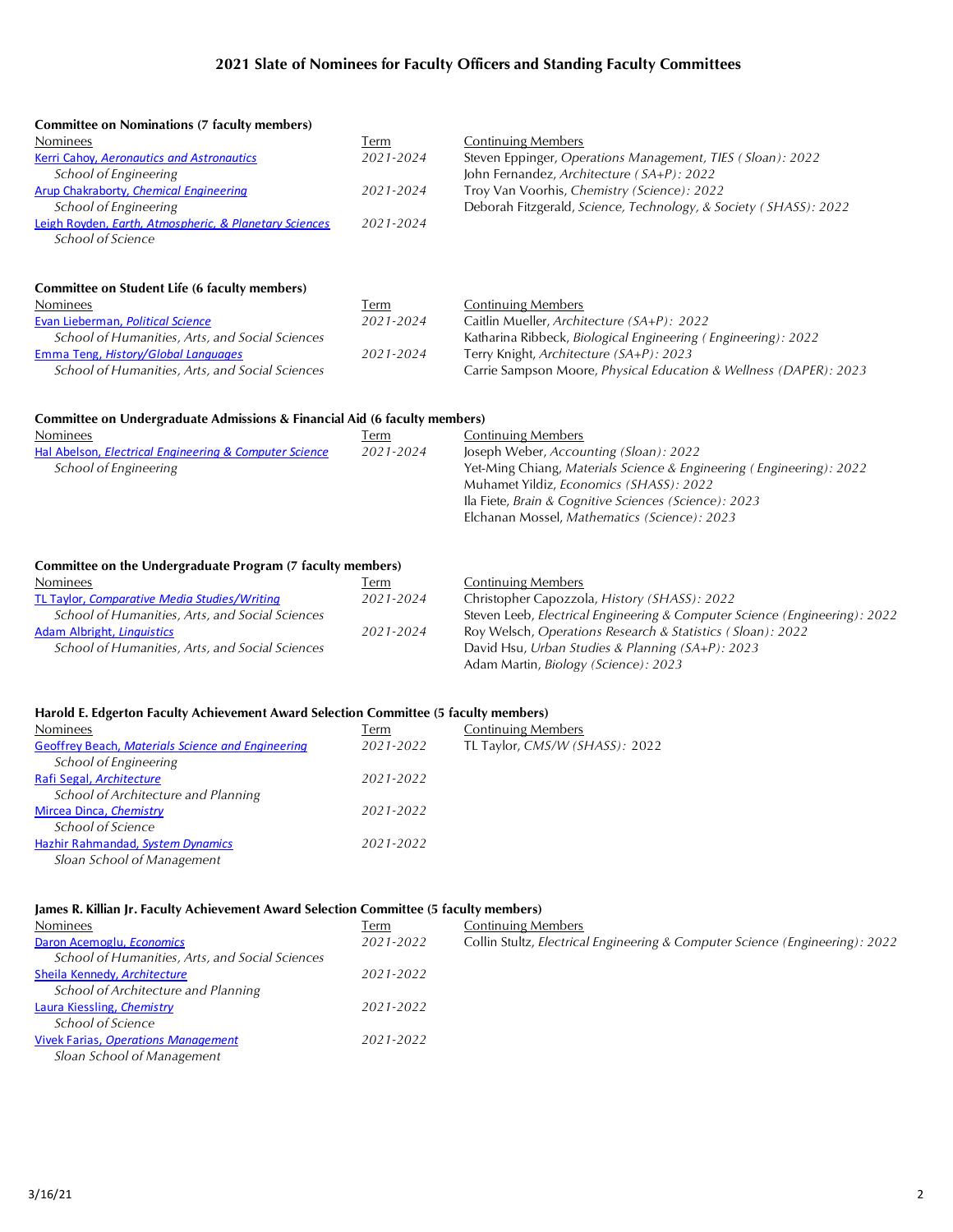## 2021 Slate of Nominees for Faculty Officers and Standing Faculty Committees

### Committee on Nominations (7 faculty members)

| Nominees | Term | Continuing Members |
|---|---|---|
| Kerri Cahoy, *Aeronautics and Astronautics* | 2021-2024 | Steven Eppinger, *Operations Management, TIES ( Sloan): 2022* |
| *School of Engineering* | | John Fernandez, *Architecture ( SA+P): 2022* |
| Arup Chakraborty, *Chemical Engineering* | 2021-2024 | Troy Van Voorhis, *Chemistry (Science): 2022* |
| *School of Engineering* | | Deborah Fitzgerald, *Science, Technology, & Society ( SHASS): 2022* |
| Leigh Royden, *Earth, Atmospheric, & Planetary Sciences* | 2021-2024 | |
| *School of Science* | | |

### Committee on Student Life (6 faculty members)

| Nominees | Term | Continuing Members |
|---|---|---|
| Evan Lieberman, *Political Science* | 2021-2024 | Caitlin Mueller, *Architecture (SA+P): 2022* |
| *School of Humanities, Arts, and Social Sciences* | | Katharina Ribbeck, *Biological Engineering ( Engineering): 2022* |
| Emma Teng, *History/Global Languages* | 2021-2024 | Terry Knight, *Architecture (SA+P): 2023* |
| *School of Humanities, Arts, and Social Sciences* | | Carrie Sampson Moore, *Physical Education & Wellness (DAPER): 2023* |

### Committee on Undergraduate Admissions & Financial Aid (6 faculty members)

| Nominees | Term | Continuing Members |
|---|---|---|
| Hal Abelson, *Electrical Engineering & Computer Science* | 2021-2024 | Joseph Weber, *Accounting (Sloan): 2022* |
| *School of Engineering* | | Yet-Ming Chiang, *Materials Science & Engineering ( Engineering): 2022* |
| | | Muhamet Yildiz, *Economics (SHASS): 2022* |
| | | Ila Fiete, *Brain & Cognitive Sciences (Science): 2023* |
| | | Elchanan Mossel, *Mathematics (Science): 2023* |

### Committee on the Undergraduate Program (7 faculty members)

| Nominees | Term | Continuing Members |
|---|---|---|
| TL Taylor, *Comparative Media Studies/Writing* | 2021-2024 | Christopher Capozzola, *History (SHASS): 2022* |
| *School of Humanities, Arts, and Social Sciences* | | Steven Leeb, *Electrical Engineering & Computer Science (Engineering): 2022* |
| Adam Albright, *Linguistics* | 2021-2024 | Roy Welsch, *Operations Research & Statistics ( Sloan): 2022* |
| *School of Humanities, Arts, and Social Sciences* | | David Hsu, *Urban Studies & Planning (SA+P): 2023* |
| | | Adam Martin, *Biology (Science): 2023* |

### Harold E. Edgerton Faculty Achievement Award Selection Committee (5 faculty members)

| Nominees | Term | Continuing Members |
|---|---|---|
| Geoffrey Beach, *Materials Science and Engineering* | 2021-2022 | TL Taylor, *CMS/W (SHASS): 2022* |
| *School of Engineering* | | |
| Rafi Segal, *Architecture* | 2021-2022 | |
| *School of Architecture and Planning* | | |
| Mircea Dinca, *Chemistry* | 2021-2022 | |
| *School of Science* | | |
| Hazhir Rahmandad, *System Dynamics* | 2021-2022 | |
| *Sloan School of Management* | | |

### James R. Killian Jr. Faculty Achievement Award Selection Committee (5 faculty members)

| Nominees | Term | Continuing Members |
|---|---|---|
| Daron Acemoglu, *Economics* | 2021-2022 | Collin Stultz, *Electrical Engineering & Computer Science (Engineering): 2022* |
| *School of Humanities, Arts, and Social Sciences* | | |
| Sheila Kennedy, *Architecture* | 2021-2022 | |
| *School of Architecture and Planning* | | |
| Laura Kiessling, *Chemistry* | 2021-2022 | |
| *School of Science* | | |
| Vivek Farias, *Operations Management* | 2021-2022 | |
| *Sloan School of Management* | | |

3/16/21